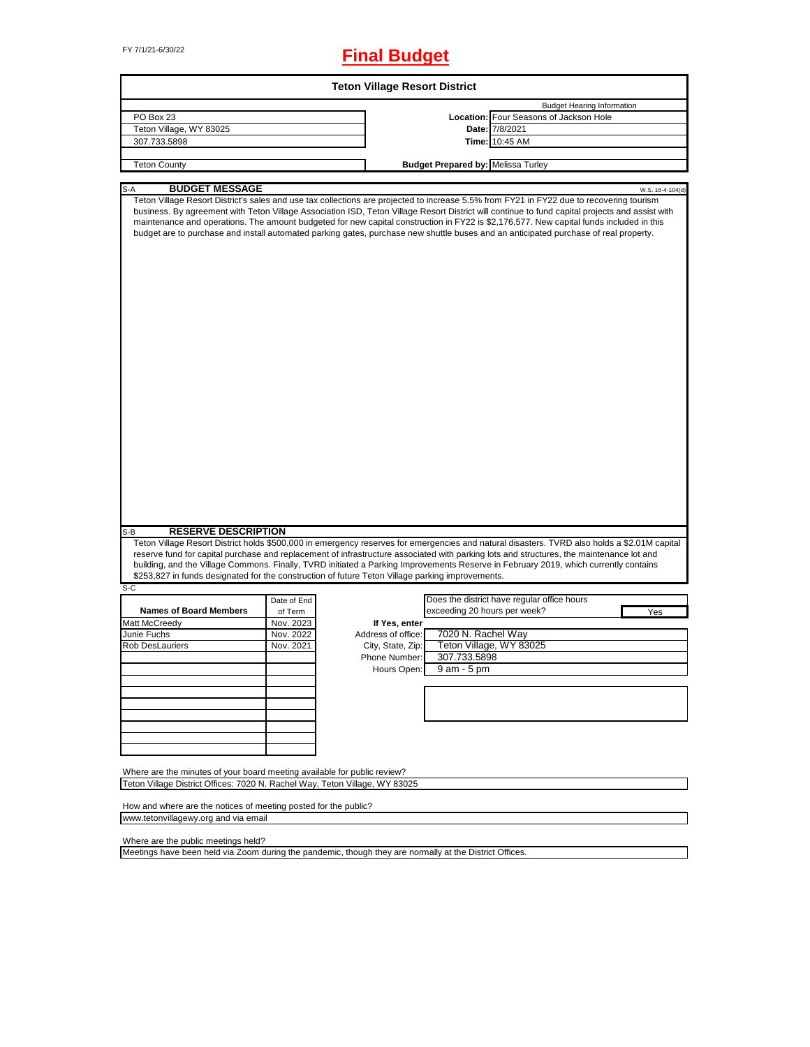FY 7/1/21-6/30/22

# Final Budget

## Teton Village Resort District

| | | |
|---|---|---|
| | | Budget Hearing Information |
| PO Box 23 | **Location:** | Four Seasons of Jackson Hole |
| Teton Village, WY 83025 | **Date:** | 7/8/2021 |
| 307.733.5898 | **Time:** | 10:45 AM |
| Teton County | **Budget Prepared by:** | Melissa Turley |

### S-A BUDGET MESSAGE

W.S. 16-4-104(d)

Teton Village Resort District's sales and use tax collections are projected to increase 5.5% from FY21 in FY22 due to recovering tourism business. By agreement with Teton Village Association ISD, Teton Village Resort District will continue to fund capital projects and assist with maintenance and operations. The amount budgeted for new capital construction in FY22 is $2,176,577. New capital funds included in this budget are to purchase and install automated parking gates, purchase new shuttle buses and an anticipated purchase of real property.

### S-B RESERVE DESCRIPTION

Teton Village Resort District holds $500,000 in emergency reserves for emergencies and natural disasters. TVRD also holds a $2.01M capital reserve fund for capital purchase and replacement of infrastructure associated with parking lots and structures, the maintenance lot and building, and the Village Commons. Finally, TVRD initiated a Parking Improvements Reserve in February 2019, which currently contains $253,827 in funds designated for the construction of future Teton Village parking improvements.

S-C

| Names of Board Members | Date of End of Term |
|---|---|
| Matt McCreedy | Nov. 2023 |
| Junie Fuchs | Nov. 2022 |
| Rob DesLauriers | Nov. 2021 |

Does the district have regular office hours exceeding 20 hours per week? **Yes**

**If Yes, enter**

| | |
|---|---|
| Address of office: | 7020 N. Rachel Way |
| City, State, Zip: | Teton Village, WY 83025 |
| Phone Number: | 307.733.5898 |
| Hours Open: | 9 am - 5 pm |

Where are the minutes of your board meeting available for public review?

Teton Village District Offices: 7020 N. Rachel Way, Teton Village, WY 83025

How and where are the notices of meeting posted for the public?

www.tetonvillagewy.org and via email

Where are the public meetings held?

Meetings have been held via Zoom during the pandemic, though they are normally at the District Offices.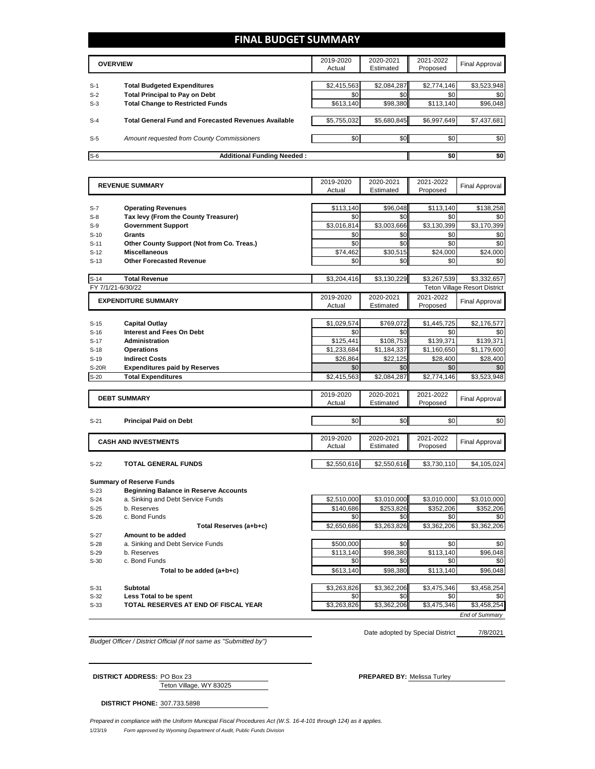# FINAL BUDGET SUMMARY

| | OVERVIEW | 2019-2020 Actual | 2020-2021 Estimated | 2021-2022 Proposed | Final Approval |
|---|---|---|---|---|---|
| S-1 | **Total Budgeted Expenditures** | $2,415,563 | $2,084,287 | $2,774,146 | $3,523,948 |
| S-2 | **Total Principal to Pay on Debt** | $0 | $0 | $0 | $0 |
| S-3 | **Total Change to Restricted Funds** | $613,140 | $98,380 | $113,140 | $96,048 |
| S-4 | **Total General Fund and Forecasted Revenues Available** | $5,755,032 | $5,680,845 | $6,997,649 | $7,437,681 |
| S-5 | *Amount requested from County Commissioners* | $0 | $0 | $0 | $0 |
| S-6 | **Additional Funding Needed :** | | | **$0** | **$0** |

| | REVENUE SUMMARY | 2019-2020 Actual | 2020-2021 Estimated | 2021-2022 Proposed | Final Approval |
|---|---|---|---|---|---|
| S-7 | **Operating Revenues** | $113,140 | $96,048 | $113,140 | $138,258 |
| S-8 | **Tax levy (From the County Treasurer)** | $0 | $0 | $0 | $0 |
| S-9 | **Government Support** | $3,016,814 | $3,003,666 | $3,130,399 | $3,170,399 |
| S-10 | **Grants** | $0 | $0 | $0 | $0 |
| S-11 | **Other County Support (Not from Co. Treas.)** | $0 | $0 | $0 | $0 |
| S-12 | **Miscellaneous** | $74,462 | $30,515 | $24,000 | $24,000 |
| S-13 | **Other Forecasted Revenue** | $0 | $0 | $0 | $0 |
| S-14 | **Total Revenue** | $3,204,416 | $3,130,229 | $3,267,539 | $3,332,657 |

FY 7/1/21-6/30/22 — Teton Village Resort District

| | EXPENDITURE SUMMARY | 2019-2020 Actual | 2020-2021 Estimated | 2021-2022 Proposed | Final Approval |
|---|---|---|---|---|---|
| S-15 | **Capital Outlay** | $1,029,574 | $769,072 | $1,445,725 | $2,176,577 |
| S-16 | **Interest and Fees On Debt** | $0 | $0 | $0 | $0 |
| S-17 | **Administration** | $125,441 | $108,753 | $139,371 | $139,371 |
| S-18 | **Operations** | $1,233,684 | $1,184,337 | $1,160,650 | $1,179,600 |
| S-19 | **Indirect Costs** | $26,864 | $22,125 | $28,400 | $28,400 |
| S-20R | **Expenditures paid by Reserves** | $0 | $0 | $0 | $0 |
| S-20 | **Total Expenditures** | $2,415,563 | $2,084,287 | $2,774,146 | $3,523,948 |

| | DEBT SUMMARY | 2019-2020 Actual | 2020-2021 Estimated | 2021-2022 Proposed | Final Approval |
|---|---|---|---|---|---|
| S-21 | **Principal Paid on Debt** | $0 | $0 | $0 | $0 |

| | CASH AND INVESTMENTS | 2019-2020 Actual | 2020-2021 Estimated | 2021-2022 Proposed | Final Approval |
|---|---|---|---|---|---|
| S-22 | **TOTAL GENERAL FUNDS** | $2,550,616 | $2,550,616 | $3,730,110 | $4,105,024 |
| | **Summary of Reserve Funds** | | | | |
| S-23 | **Beginning Balance in Reserve Accounts** | | | | |
| S-24 | a. Sinking and Debt Service Funds | $2,510,000 | $3,010,000 | $3,010,000 | $3,010,000 |
| S-25 | b. Reserves | $140,686 | $253,826 | $352,206 | $352,206 |
| S-26 | c. Bond Funds | $0 | $0 | $0 | $0 |
| | **Total Reserves (a+b+c)** | $2,650,686 | $3,263,826 | $3,362,206 | $3,362,206 |
| S-27 | **Amount to be added** | | | | |
| S-28 | a. Sinking and Debt Service Funds | $500,000 | $0 | $0 | $0 |
| S-29 | b. Reserves | $113,140 | $98,380 | $113,140 | $96,048 |
| S-30 | c. Bond Funds | $0 | $0 | $0 | $0 |
| | **Total to be added (a+b+c)** | $613,140 | $98,380 | $113,140 | $96,048 |
| S-31 | **Subtotal** | $3,263,826 | $3,362,206 | $3,475,346 | $3,458,254 |
| S-32 | **Less Total to be spent** | $0 | $0 | $0 | $0 |
| S-33 | **TOTAL RESERVES AT END OF FISCAL YEAR** | $3,263,826 | $3,362,206 | $3,475,346 | $3,458,254 |

*End of Summary*

Date adopted by Special District 7/8/2021

*Budget Officer / District Official (if not same as "Submitted by")*

**DISTRICT ADDRESS:** PO Box 23
Teton Village, WY 83025

**PREPARED BY:** Melissa Turley

**DISTRICT PHONE:** 307.733.5898

*Prepared in compliance with the Uniform Municipal Fiscal Procedures Act (W.S. 16-4-101 through 124) as it applies.*

1/23/19 *Form approved by Wyoming Department of Audit, Public Funds Division*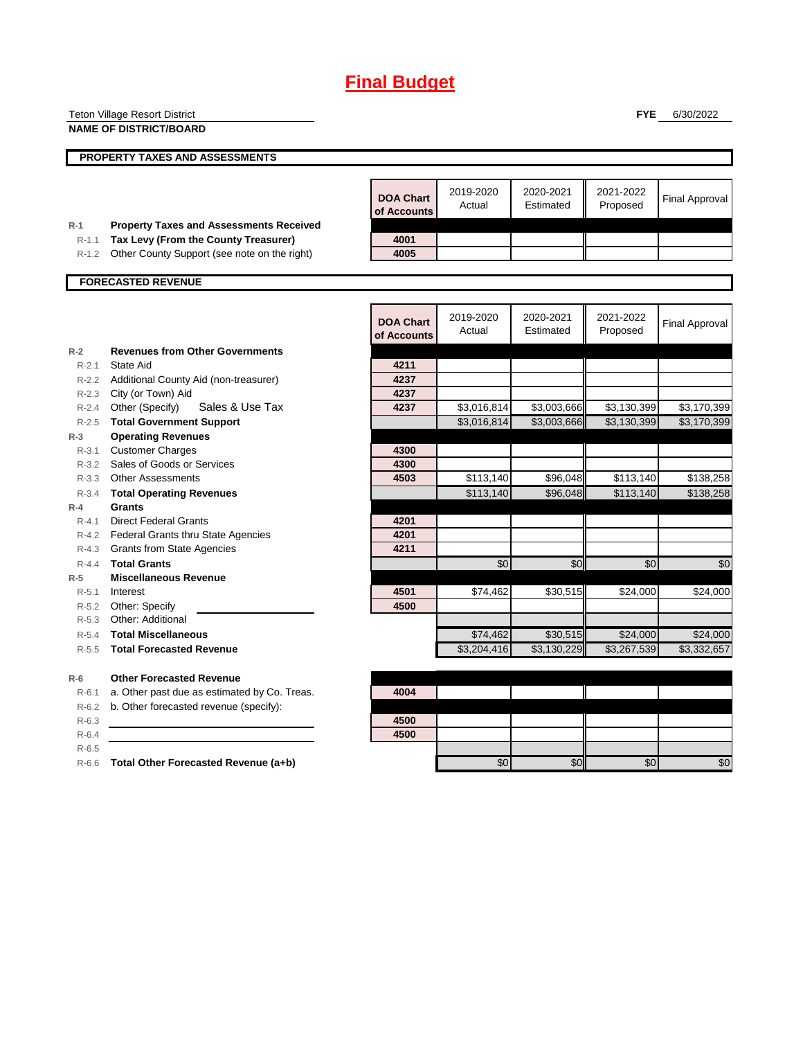# Final Budget

Teton Village Resort District
**NAME OF DISTRICT/BOARD**

**FYE** 6/30/2022

**PROPERTY TAXES AND ASSESSMENTS**

| | | DOA Chart of Accounts | 2019-2020 Actual | 2020-2021 Estimated | 2021-2022 Proposed | Final Approval |
|---|---|---|---|---|---|---|
| R-1 | **Property Taxes and Assessments Received** | | | | | |
| R-1.1 | **Tax Levy (From the County Treasurer)** | 4001 | | | | |
| R-1.2 | Other County Support (see note on the right) | 4005 | | | | |

**FORECASTED REVENUE**

| | | DOA Chart of Accounts | 2019-2020 Actual | 2020-2021 Estimated | 2021-2022 Proposed | Final Approval |
|---|---|---|---|---|---|---|
| R-2 | **Revenues from Other Governments** | | | | | |
| R-2.1 | State Aid | 4211 | | | | |
| R-2.2 | Additional County Aid (non-treasurer) | 4237 | | | | |
| R-2.3 | City (or Town) Aid | 4237 | | | | |
| R-2.4 | Other (Specify) Sales & Use Tax | 4237 | $3,016,814 | $3,003,666 | $3,130,399 | $3,170,399 |
| R-2.5 | **Total Government Support** | | $3,016,814 | $3,003,666 | $3,130,399 | $3,170,399 |
| R-3 | **Operating Revenues** | | | | | |
| R-3.1 | Customer Charges | 4300 | | | | |
| R-3.2 | Sales of Goods or Services | 4300 | | | | |
| R-3.3 | Other Assessments | 4503 | $113,140 | $96,048 | $113,140 | $138,258 |
| R-3.4 | **Total Operating Revenues** | | $113,140 | $96,048 | $113,140 | $138,258 |
| R-4 | **Grants** | | | | | |
| R-4.1 | Direct Federal Grants | 4201 | | | | |
| R-4.2 | Federal Grants thru State Agencies | 4201 | | | | |
| R-4.3 | Grants from State Agencies | 4211 | | | | |
| R-4.4 | **Total Grants** | | $0 | $0 | $0 | $0 |
| R-5 | **Miscellaneous Revenue** | | | | | |
| R-5.1 | Interest | 4501 | $74,462 | $30,515 | $24,000 | $24,000 |
| R-5.2 | Other: Specify | 4500 | | | | |
| R-5.3 | Other: Additional | | | | | |
| R-5.4 | **Total Miscellaneous** | | $74,462 | $30,515 | $24,000 | $24,000 |
| R-5.5 | **Total Forecasted Revenue** | | $3,204,416 | $3,130,229 | $3,267,539 | $3,332,657 |
| R-6 | **Other Forecasted Revenue** | | | | | |
| R-6.1 | a. Other past due as estimated by Co. Treas. | 4004 | | | | |
| R-6.2 | b. Other forecasted revenue (specify): | | | | | |
| R-6.3 | | 4500 | | | | |
| R-6.4 | | 4500 | | | | |
| R-6.5 | | | | | | |
| R-6.6 | **Total Other Forecasted Revenue (a+b)** | | $0 | $0 | $0 | $0 |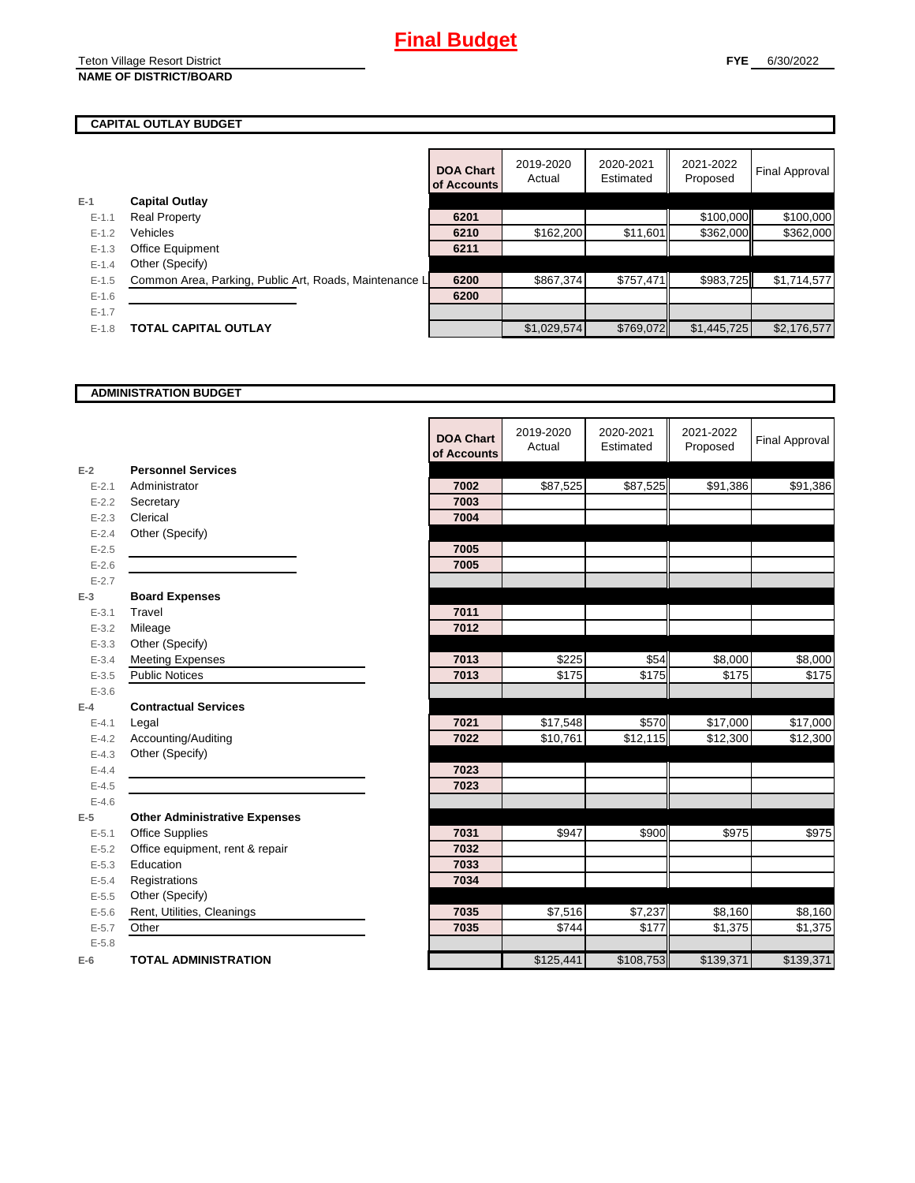# Final Budget

Teton Village Resort District
**NAME OF DISTRICT/BOARD**

**FYE** 6/30/2022

## CAPITAL OUTLAY BUDGET

| | | DOA Chart of Accounts | 2019-2020 Actual | 2020-2021 Estimated | 2021-2022 Proposed | Final Approval |
|---|---|---|---|---|---|---|
| E-1 | **Capital Outlay** | | | | | |
| E-1.1 | Real Property | 6201 | | | $100,000 | $100,000 |
| E-1.2 | Vehicles | 6210 | $162,200 | $11,601 | $362,000 | $362,000 |
| E-1.3 | Office Equipment | 6211 | | | | |
| E-1.4 | Other (Specify) | | | | | |
| E-1.5 | Common Area, Parking, Public Art, Roads, Maintenance L | 6200 | $867,374 | $757,471 | $983,725 | $1,714,577 |
| E-1.6 | | 6200 | | | | |
| E-1.7 | | | | | | |
| E-1.8 | **TOTAL CAPITAL OUTLAY** | | $1,029,574 | $769,072 | $1,445,725 | $2,176,577 |

## ADMINISTRATION BUDGET

| | | DOA Chart of Accounts | 2019-2020 Actual | 2020-2021 Estimated | 2021-2022 Proposed | Final Approval |
|---|---|---|---|---|---|---|
| E-2 | **Personnel Services** | | | | | |
| E-2.1 | Administrator | 7002 | $87,525 | $87,525 | $91,386 | $91,386 |
| E-2.2 | Secretary | 7003 | | | | |
| E-2.3 | Clerical | 7004 | | | | |
| E-2.4 | Other (Specify) | | | | | |
| E-2.5 | | 7005 | | | | |
| E-2.6 | | 7005 | | | | |
| E-2.7 | | | | | | |
| E-3 | **Board Expenses** | | | | | |
| E-3.1 | Travel | 7011 | | | | |
| E-3.2 | Mileage | 7012 | | | | |
| E-3.3 | Other (Specify) | | | | | |
| E-3.4 | Meeting Expenses | 7013 | $225 | $54 | $8,000 | $8,000 |
| E-3.5 | Public Notices | 7013 | $175 | $175 | $175 | $175 |
| E-3.6 | | | | | | |
| E-4 | **Contractual Services** | | | | | |
| E-4.1 | Legal | 7021 | $17,548 | $570 | $17,000 | $17,000 |
| E-4.2 | Accounting/Auditing | 7022 | $10,761 | $12,115 | $12,300 | $12,300 |
| E-4.3 | Other (Specify) | | | | | |
| E-4.4 | | 7023 | | | | |
| E-4.5 | | 7023 | | | | |
| E-4.6 | | | | | | |
| E-5 | **Other Administrative Expenses** | | | | | |
| E-5.1 | Office Supplies | 7031 | $947 | $900 | $975 | $975 |
| E-5.2 | Office equipment, rent & repair | 7032 | | | | |
| E-5.3 | Education | 7033 | | | | |
| E-5.4 | Registrations | 7034 | | | | |
| E-5.5 | Other (Specify) | | | | | |
| E-5.6 | Rent, Utilities, Cleanings | 7035 | $7,516 | $7,237 | $8,160 | $8,160 |
| E-5.7 | Other | 7035 | $744 | $177 | $1,375 | $1,375 |
| E-5.8 | | | | | | |
| E-6 | **TOTAL ADMINISTRATION** | | $125,441 | $108,753 | $139,371 | $139,371 |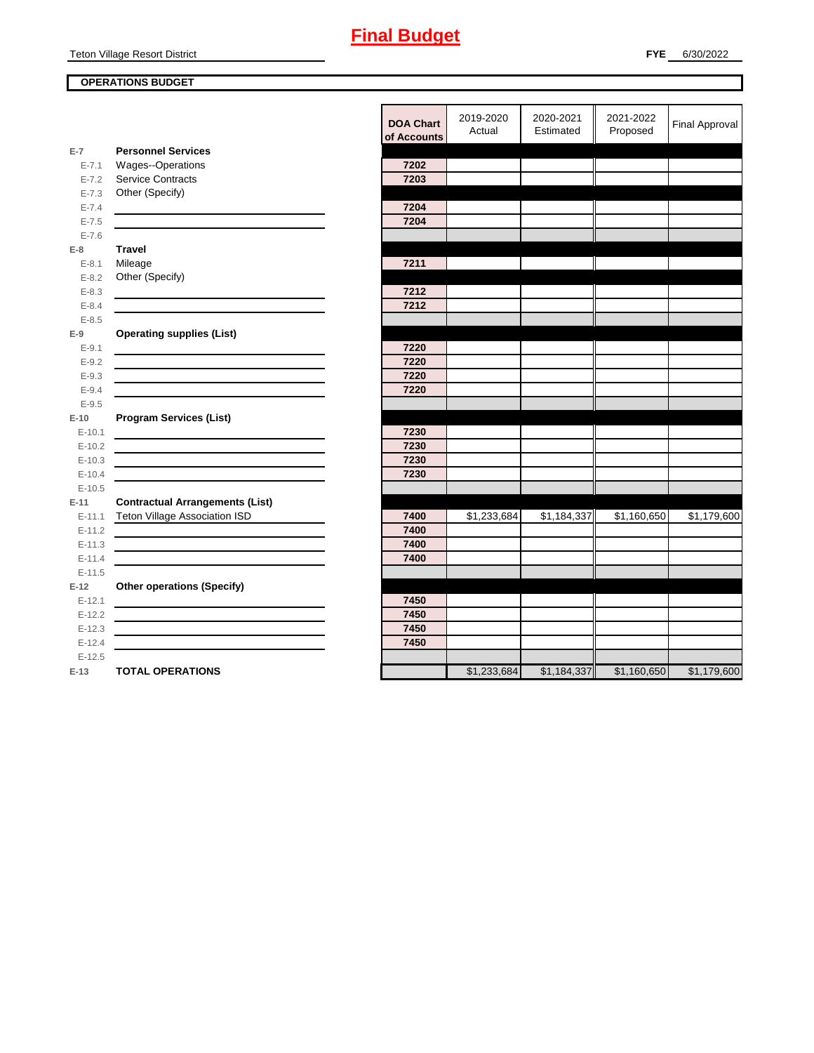# Final Budget

Teton Village Resort District

**FYE** 6/30/2022

**OPERATIONS BUDGET**

| | | DOA Chart of Accounts | 2019-2020 Actual | 2020-2021 Estimated | 2021-2022 Proposed | Final Approval |
|---|---|---|---|---|---|---|
| **E-7** | **Personnel Services** | | | | | |
| E-7.1 | Wages--Operations | 7202 | | | | |
| E-7.2 | Service Contracts | 7203 | | | | |
| E-7.3 | Other (Specify) | | | | | |
| E-7.4 | | 7204 | | | | |
| E-7.5 | | 7204 | | | | |
| E-7.6 | | | | | | |
| **E-8** | **Travel** | | | | | |
| E-8.1 | Mileage | 7211 | | | | |
| E-8.2 | Other (Specify) | | | | | |
| E-8.3 | | 7212 | | | | |
| E-8.4 | | 7212 | | | | |
| E-8.5 | | | | | | |
| **E-9** | **Operating supplies (List)** | | | | | |
| E-9.1 | | 7220 | | | | |
| E-9.2 | | 7220 | | | | |
| E-9.3 | | 7220 | | | | |
| E-9.4 | | 7220 | | | | |
| E-9.5 | | | | | | |
| **E-10** | **Program Services (List)** | | | | | |
| E-10.1 | | 7230 | | | | |
| E-10.2 | | 7230 | | | | |
| E-10.3 | | 7230 | | | | |
| E-10.4 | | 7230 | | | | |
| E-10.5 | | | | | | |
| **E-11** | **Contractual Arrangements (List)** | | | | | |
| E-11.1 | Teton Village Association ISD | 7400 | $1,233,684 | $1,184,337 | $1,160,650 | $1,179,600 |
| E-11.2 | | 7400 | | | | |
| E-11.3 | | 7400 | | | | |
| E-11.4 | | 7400 | | | | |
| E-11.5 | | | | | | |
| **E-12** | **Other operations (Specify)** | | | | | |
| E-12.1 | | 7450 | | | | |
| E-12.2 | | 7450 | | | | |
| E-12.3 | | 7450 | | | | |
| E-12.4 | | 7450 | | | | |
| E-12.5 | | | | | | |
| **E-13** | **TOTAL OPERATIONS** | | $1,233,684 | $1,184,337 | $1,160,650 | $1,179,600 |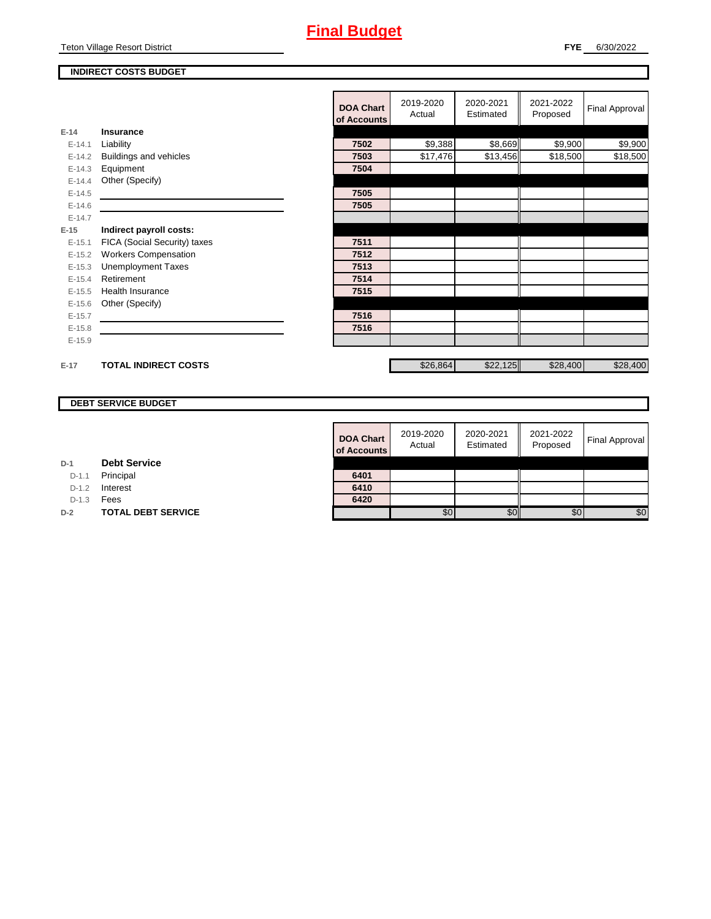# Final Budget

Teton Village Resort District

**FYE** 6/30/2022

**INDIRECT COSTS BUDGET**

| | | DOA Chart of Accounts | 2019-2020 Actual | 2020-2021 Estimated | 2021-2022 Proposed | Final Approval |
|---|---|---|---|---|---|---|
| E-14 | **Insurance** | | | | | |
| E-14.1 | Liability | 7502 | $9,388 | $8,669 | $9,900 | $9,900 |
| E-14.2 | Buildings and vehicles | 7503 | $17,476 | $13,456 | $18,500 | $18,500 |
| E-14.3 | Equipment | 7504 | | | | |
| E-14.4 | Other (Specify) | | | | | |
| E-14.5 | | 7505 | | | | |
| E-14.6 | | 7505 | | | | |
| E-14.7 | | | | | | |
| E-15 | **Indirect payroll costs:** | | | | | |
| E-15.1 | FICA (Social Security) taxes | 7511 | | | | |
| E-15.2 | Workers Compensation | 7512 | | | | |
| E-15.3 | Unemployment Taxes | 7513 | | | | |
| E-15.4 | Retirement | 7514 | | | | |
| E-15.5 | Health Insurance | 7515 | | | | |
| E-15.6 | Other (Specify) | | | | | |
| E-15.7 | | 7516 | | | | |
| E-15.8 | | 7516 | | | | |
| E-15.9 | | | | | | |
| E-17 | **TOTAL INDIRECT COSTS** | | $26,864 | $22,125 | $28,400 | $28,400 |

**DEBT SERVICE BUDGET**

| | | DOA Chart of Accounts | 2019-2020 Actual | 2020-2021 Estimated | 2021-2022 Proposed | Final Approval |
|---|---|---|---|---|---|---|
| D-1 | **Debt Service** | | | | | |
| D-1.1 | Principal | 6401 | | | | |
| D-1.2 | Interest | 6410 | | | | |
| D-1.3 | Fees | 6420 | | | | |
| D-2 | **TOTAL DEBT SERVICE** | | $0 | $0 | $0 | $0 |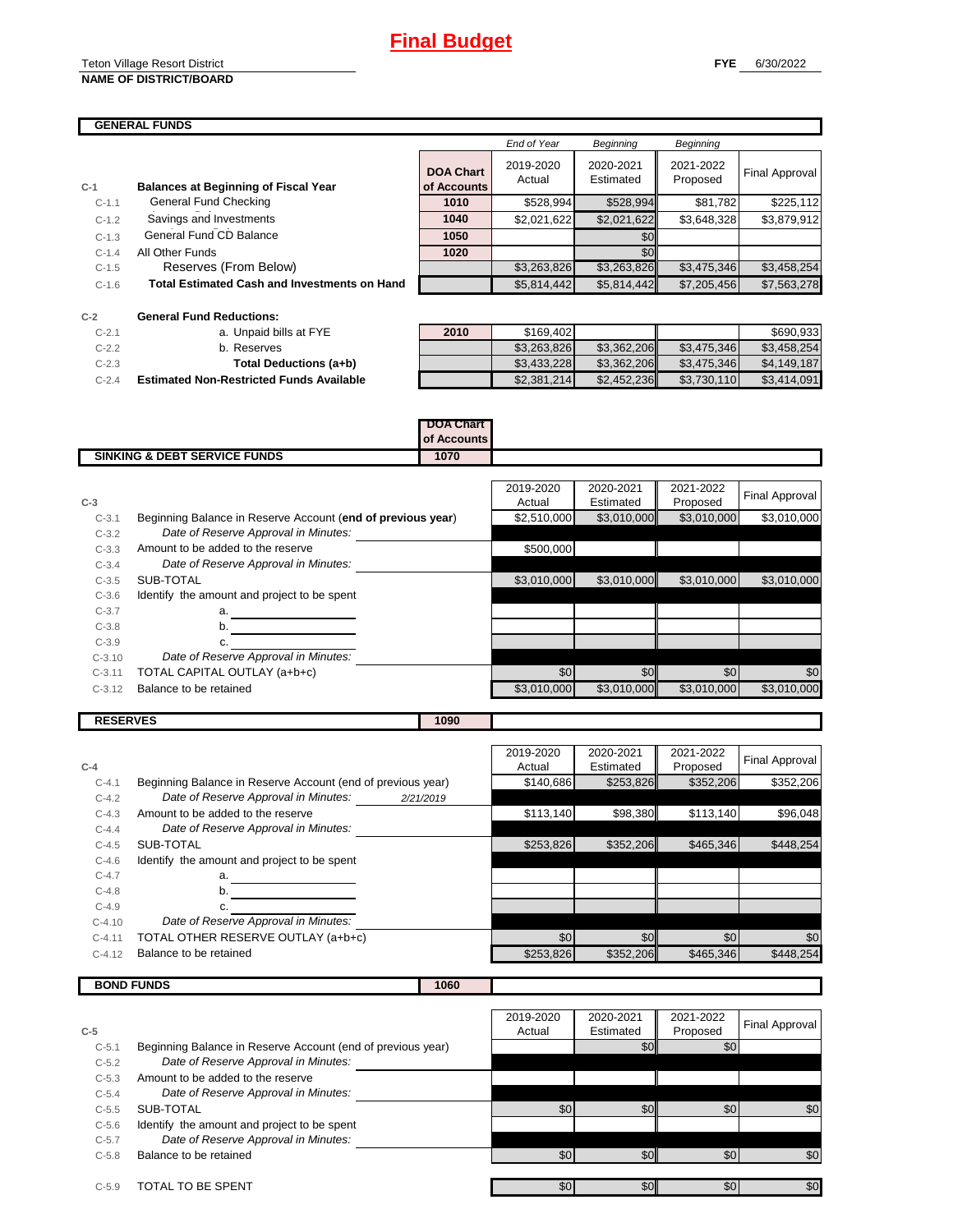# Final Budget

Teton Village Resort District
**NAME OF DISTRICT/BOARD**

**FYE** 6/30/2022

## GENERAL FUNDS

| | | DOA Chart of Accounts | End of Year 2019-2020 Actual | Beginning 2020-2021 Estimated | Beginning 2021-2022 Proposed | Final Approval |
|---|---|---|---|---|---|---|
| **C-1** | **Balances at Beginning of Fiscal Year** | | | | | |
| C-1.1 | General Fund Checking | 1010 | $528,994 | $528,994 | $81,782 | $225,112 |
| C-1.2 | Savings and Investments | 1040 | $2,021,622 | $2,021,622 | $3,648,328 | $3,879,912 |
| C-1.3 | General Fund CD Balance | 1050 | | $0 | | |
| C-1.4 | All Other Funds | 1020 | | $0 | | |
| C-1.5 | Reserves (From Below) | | $3,263,826 | $3,263,826 | $3,475,346 | $3,458,254 |
| C-1.6 | **Total Estimated Cash and Investments on Hand** | | $5,814,442 | $5,814,442 | $7,205,456 | $7,563,278 |
| **C-2** | **General Fund Reductions:** | | | | | |
| C-2.1 | a. Unpaid bills at FYE | 2010 | $169,402 | | | $690,933 |
| C-2.2 | b. Reserves | | $3,263,826 | $3,362,206 | $3,475,346 | $3,458,254 |
| C-2.3 | **Total Deductions (a+b)** | | $3,433,228 | $3,362,206 | $3,475,346 | $4,149,187 |
| C-2.4 | **Estimated Non-Restricted Funds Available** | | $2,381,214 | $2,452,236 | $3,730,110 | $3,414,091 |

## SINKING & DEBT SERVICE FUNDS — DOA Chart of Accounts 1070

| **C-3** | | 2019-2020 Actual | 2020-2021 Estimated | 2021-2022 Proposed | Final Approval |
|---|---|---|---|---|---|
| C-3.1 | Beginning Balance in Reserve Account (**end of previous year**) | $2,510,000 | $3,010,000 | $3,010,000 | $3,010,000 |
| C-3.2 | *Date of Reserve Approval in Minutes:* | | | | |
| C-3.3 | Amount to be added to the reserve | $500,000 | | | |
| C-3.4 | *Date of Reserve Approval in Minutes:* | | | | |
| C-3.5 | SUB-TOTAL | $3,010,000 | $3,010,000 | $3,010,000 | $3,010,000 |
| C-3.6 | Identify the amount and project to be spent | | | | |
| C-3.7 | a. | | | | |
| C-3.8 | b. | | | | |
| C-3.9 | c. | | | | |
| C-3.10 | *Date of Reserve Approval in Minutes:* | | | | |
| C-3.11 | TOTAL CAPITAL OUTLAY (a+b+c) | $0 | $0 | $0 | $0 |
| C-3.12 | Balance to be retained | $3,010,000 | $3,010,000 | $3,010,000 | $3,010,000 |

## RESERVES — 1090

| **C-4** | | 2019-2020 Actual | 2020-2021 Estimated | 2021-2022 Proposed | Final Approval |
|---|---|---|---|---|---|
| C-4.1 | Beginning Balance in Reserve Account (end of previous year) | $140,686 | $253,826 | $352,206 | $352,206 |
| C-4.2 | *Date of Reserve Approval in Minutes:* *2/21/2019* | | | | |
| C-4.3 | Amount to be added to the reserve | $113,140 | $98,380 | $113,140 | $96,048 |
| C-4.4 | *Date of Reserve Approval in Minutes:* | | | | |
| C-4.5 | SUB-TOTAL | $253,826 | $352,206 | $465,346 | $448,254 |
| C-4.6 | Identify the amount and project to be spent | | | | |
| C-4.7 | a. | | | | |
| C-4.8 | b. | | | | |
| C-4.9 | c. | | | | |
| C-4.10 | *Date of Reserve Approval in Minutes:* | | | | |
| C-4.11 | TOTAL OTHER RESERVE OUTLAY (a+b+c) | $0 | $0 | $0 | $0 |
| C-4.12 | Balance to be retained | $253,826 | $352,206 | $465,346 | $448,254 |

## BOND FUNDS — 1060

| **C-5** | | 2019-2020 Actual | 2020-2021 Estimated | 2021-2022 Proposed | Final Approval |
|---|---|---|---|---|---|
| C-5.1 | Beginning Balance in Reserve Account (end of previous year) | | $0 | $0 | |
| C-5.2 | *Date of Reserve Approval in Minutes:* | | | | |
| C-5.3 | Amount to be added to the reserve | | | | |
| C-5.4 | *Date of Reserve Approval in Minutes:* | | | | |
| C-5.5 | SUB-TOTAL | $0 | $0 | $0 | $0 |
| C-5.6 | Identify the amount and project to be spent | | | | |
| C-5.7 | *Date of Reserve Approval in Minutes:* | | | | |
| C-5.8 | Balance to be retained | $0 | $0 | $0 | $0 |
| C-5.9 | TOTAL TO BE SPENT | $0 | $0 | $0 | $0 |